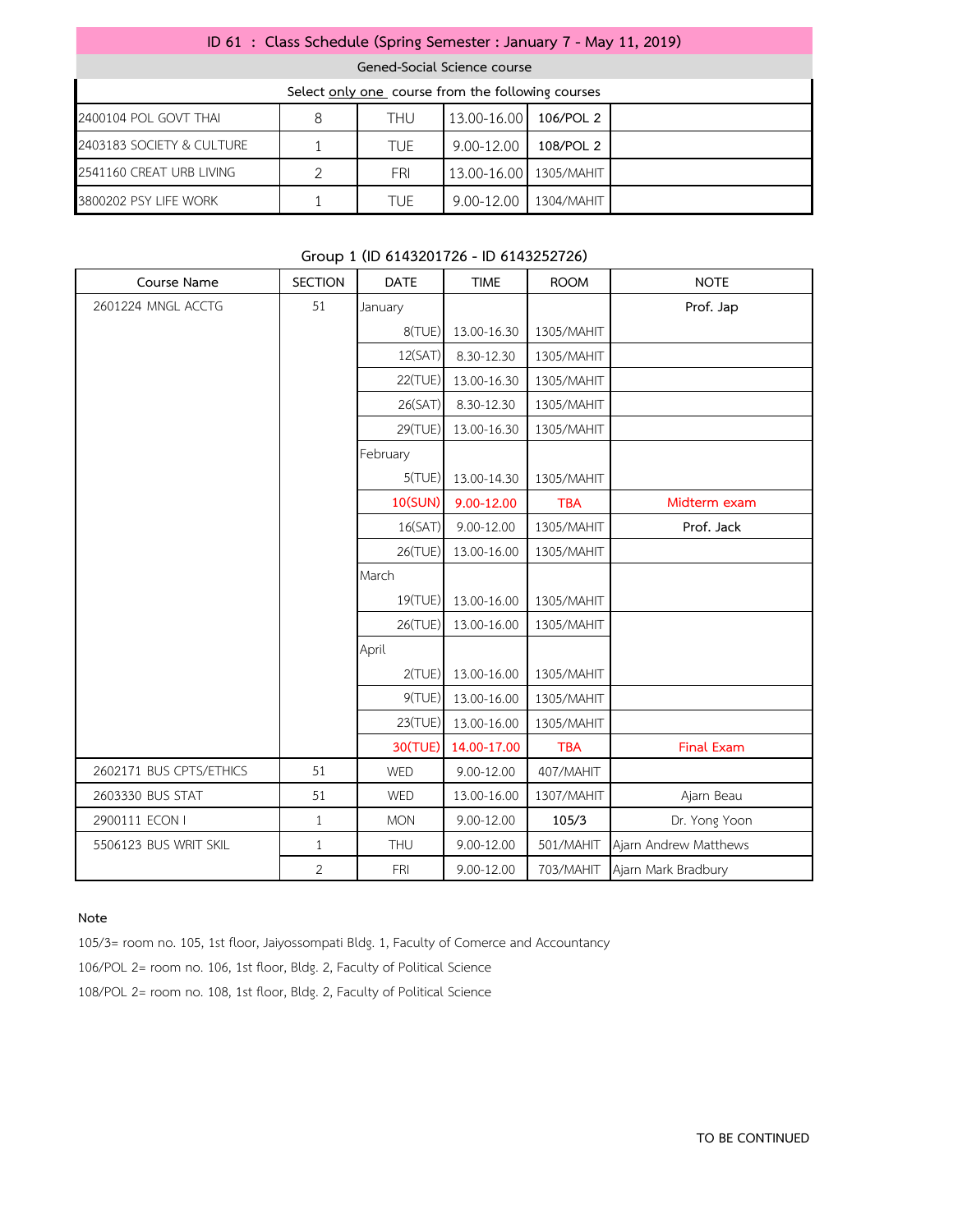## ID 61 : Class Schedule (Spring Semester : January 7 - May 11, 2019)

### Gened-Social Science course

Select only one course from the following courses

| | | | | | |
|---|---|---|---|---|---|
| 2400104 POL GOVT THAI | 8 | THU | 13.00-16.00 | 106/POL 2 | |
| 2403183 SOCIETY & CULTURE | 1 | TUE | 9.00-12.00 | 108/POL 2 | |
| 2541160 CREAT URB LIVING | 2 | FRI | 13.00-16.00 | 1305/MAHIT | |
| 3800202 PSY LIFE WORK | 1 | TUE | 9.00-12.00 | 1304/MAHIT | |

### Group 1 (ID 6143201726 - ID 6143252726)

| Course Name | SECTION | DATE | TIME | ROOM | NOTE |
|---|---|---|---|---|---|
| 2601224 MNGL ACCTG | 51 | January | | | Prof. Jap |
| | | 8(TUE) | 13.00-16.30 | 1305/MAHIT | |
| | | 12(SAT) | 8.30-12.30 | 1305/MAHIT | |
| | | 22(TUE) | 13.00-16.30 | 1305/MAHIT | |
| | | 26(SAT) | 8.30-12.30 | 1305/MAHIT | |
| | | 29(TUE) | 13.00-16.30 | 1305/MAHIT | |
| | | February | | | |
| | | 5(TUE) | 13.00-14.30 | 1305/MAHIT | |
| | | 10(SUN) | 9.00-12.00 | TBA | Midterm exam |
| | | 16(SAT) | 9.00-12.00 | 1305/MAHIT | Prof. Jack |
| | | 26(TUE) | 13.00-16.00 | 1305/MAHIT | |
| | | March | | | |
| | | 19(TUE) | 13.00-16.00 | 1305/MAHIT | |
| | | 26(TUE) | 13.00-16.00 | 1305/MAHIT | |
| | | April | | | |
| | | 2(TUE) | 13.00-16.00 | 1305/MAHIT | |
| | | 9(TUE) | 13.00-16.00 | 1305/MAHIT | |
| | | 23(TUE) | 13.00-16.00 | 1305/MAHIT | |
| | | 30(TUE) | 14.00-17.00 | TBA | Final Exam |
| 2602171 BUS CPTS/ETHICS | 51 | WED | 9.00-12.00 | 407/MAHIT | |
| 2603330 BUS STAT | 51 | WED | 13.00-16.00 | 1307/MAHIT | Ajarn Beau |
| 2900111 ECON I | 1 | MON | 9.00-12.00 | 105/3 | Dr. Yong Yoon |
| 5506123 BUS WRIT SKIL | 1 | THU | 9.00-12.00 | 501/MAHIT | Ajarn Andrew Matthews |
| | 2 | FRI | 9.00-12.00 | 703/MAHIT | Ajarn Mark Bradbury |

**Note**

105/3= room no. 105, 1st floor, Jaiyossompati Bldg. 1, Faculty of Comerce and Accountancy

106/POL 2= room no. 106, 1st floor, Bldg. 2, Faculty of Political Science

108/POL 2= room no. 108, 1st floor, Bldg. 2, Faculty of Political Science

TO BE CONTINUED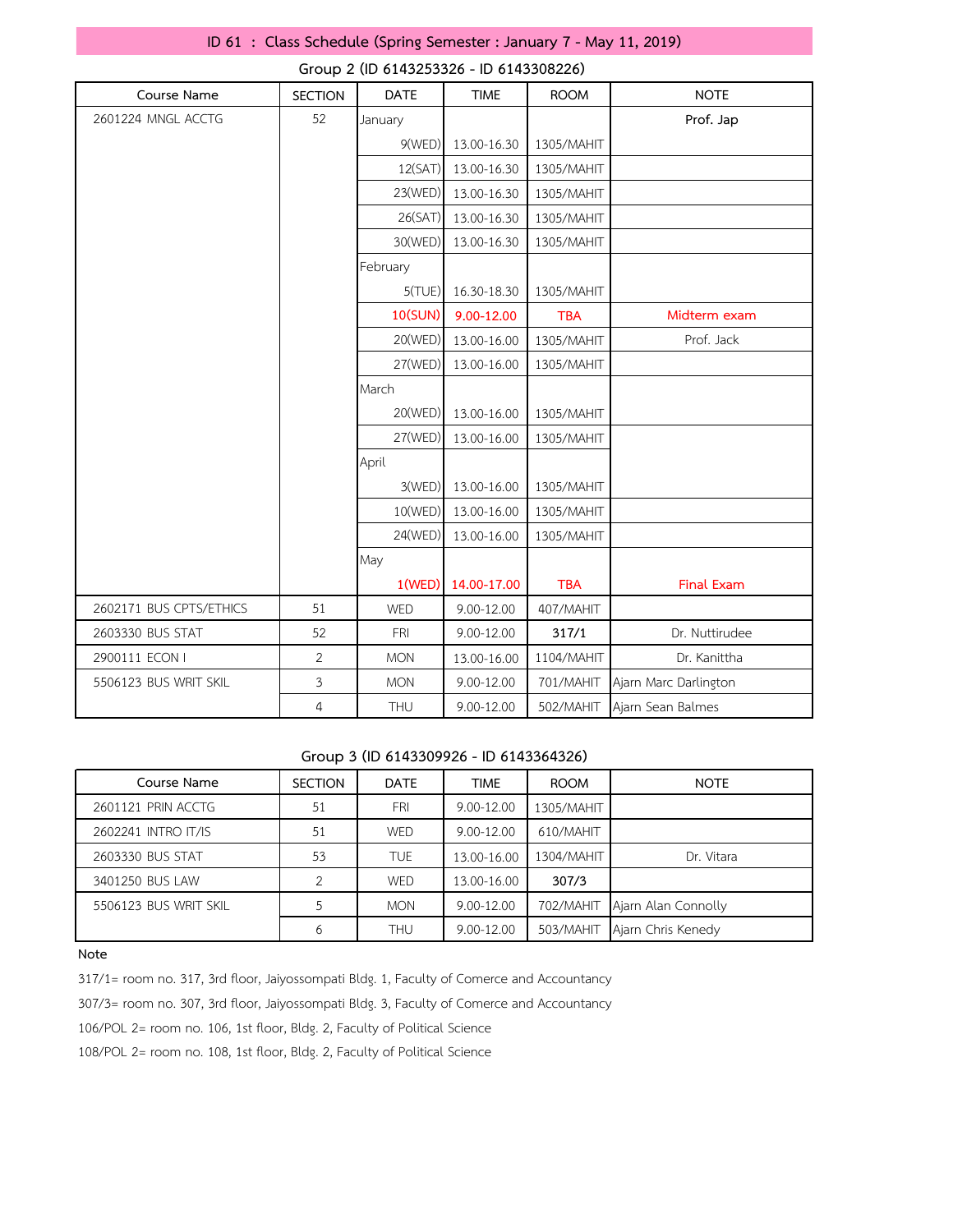## ID 61 : Class Schedule (Spring Semester : January 7 - May 11, 2019)

### Group 2 (ID 6143253326 - ID 6143308226)

| Course Name | SECTION | DATE | TIME | ROOM | NOTE |
|---|---|---|---|---|---|
| 2601224 MNGL ACCTG | 52 | January | | | Prof. Jap |
| | | 9(WED) | 13.00-16.30 | 1305/MAHIT | |
| | | 12(SAT) | 13.00-16.30 | 1305/MAHIT | |
| | | 23(WED) | 13.00-16.30 | 1305/MAHIT | |
| | | 26(SAT) | 13.00-16.30 | 1305/MAHIT | |
| | | 30(WED) | 13.00-16.30 | 1305/MAHIT | |
| | | February | | | |
| | | 5(TUE) | 16.30-18.30 | 1305/MAHIT | |
| | | 10(SUN) | 9.00-12.00 | TBA | Midterm exam |
| | | 20(WED) | 13.00-16.00 | 1305/MAHIT | Prof. Jack |
| | | 27(WED) | 13.00-16.00 | 1305/MAHIT | |
| | | March | | | |
| | | 20(WED) | 13.00-16.00 | 1305/MAHIT | |
| | | 27(WED) | 13.00-16.00 | 1305/MAHIT | |
| | | April | | | |
| | | 3(WED) | 13.00-16.00 | 1305/MAHIT | |
| | | 10(WED) | 13.00-16.00 | 1305/MAHIT | |
| | | 24(WED) | 13.00-16.00 | 1305/MAHIT | |
| | | May | | | |
| | | 1(WED) | 14.00-17.00 | TBA | Final Exam |
| 2602171 BUS CPTS/ETHICS | 51 | WED | 9.00-12.00 | 407/MAHIT | |
| 2603330 BUS STAT | 52 | FRI | 9.00-12.00 | **317/1** | Dr. Nuttirudee |
| 2900111 ECON I | 2 | MON | 13.00-16.00 | 1104/MAHIT | Dr. Kanittha |
| 5506123 BUS WRIT SKIL | 3 | MON | 9.00-12.00 | 701/MAHIT | Ajarn Marc Darlington |
| | 4 | THU | 9.00-12.00 | 502/MAHIT | Ajarn Sean Balmes |

### Group 3 (ID 6143309926 - ID 6143364326)

| Course Name | SECTION | DATE | TIME | ROOM | NOTE |
|---|---|---|---|---|---|
| 2601121 PRIN ACCTG | 51 | FRI | 9.00-12.00 | 1305/MAHIT | |
| 2602241 INTRO IT/IS | 51 | WED | 9.00-12.00 | 610/MAHIT | |
| 2603330 BUS STAT | 53 | TUE | 13.00-16.00 | 1304/MAHIT | Dr. Vitara |
| 3401250 BUS LAW | 2 | WED | 13.00-16.00 | **307/3** | |
| 5506123 BUS WRIT SKIL | 5 | MON | 9.00-12.00 | 702/MAHIT | Ajarn Alan Connolly |
| | 6 | THU | 9.00-12.00 | 503/MAHIT | Ajarn Chris Kenedy |

**Note**

317/1= room no. 317, 3rd floor, Jaiyossompati Bldg. 1, Faculty of Comerce and Accountancy

307/3= room no. 307, 3rd floor, Jaiyossompati Bldg. 3, Faculty of Comerce and Accountancy

106/POL 2= room no. 106, 1st floor, Bldg. 2, Faculty of Political Science

108/POL 2= room no. 108, 1st floor, Bldg. 2, Faculty of Political Science